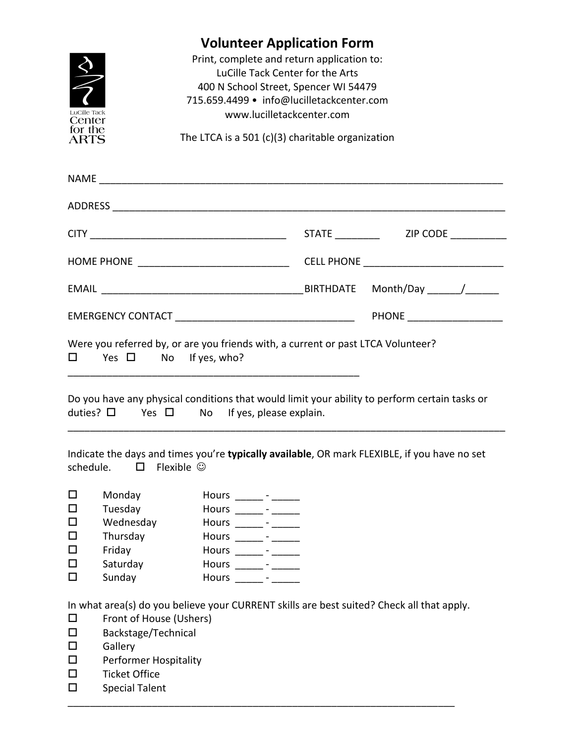# Volunteer Application Form

Print, complete and return application to:
LuCille Tack Center for the Arts
400 N School Street, Spencer WI 54479
715.659.4499 • info@lucilletackcenter.com
www.lucilletackcenter.com

The LTCA is a 501 (c)(3) charitable organization

NAME ___________________________________________________________________________

ADDRESS ________________________________________________________________________

CITY ____________________________________ STATE ________ ZIP CODE __________

HOME PHONE ____________________________ CELL PHONE __________________________

EMAIL _____________________________________ BIRTHDATE Month/Day ______/______

EMERGENCY CONTACT _________________________________ PHONE _________________

Were you referred by, or are you friends with, a current or past LTCA Volunteer?
☐ Yes ☐ No If yes, who?
______________________________________________________

Do you have any physical conditions that would limit your ability to perform certain tasks or duties? ☐ Yes ☐ No If yes, please explain.
___________________________________________________________________________________

Indicate the days and times you're **typically available**, OR mark FLEXIBLE, if you have no set schedule. ☐ Flexible ☺

- ☐ Monday Hours _____ - _____
- ☐ Tuesday Hours _____ - _____
- ☐ Wednesday Hours _____ - _____
- ☐ Thursday Hours _____ - _____
- ☐ Friday Hours _____ - _____
- ☐ Saturday Hours _____ - _____
- ☐ Sunday Hours _____ - _____

In what area(s) do you believe your CURRENT skills are best suited? Check all that apply.

- ☐ Front of House (Ushers)
- ☐ Backstage/Technical
- ☐ Gallery
- ☐ Performer Hospitality
- ☐ Ticket Office
- ☐ Special Talent

________________________________________________________________________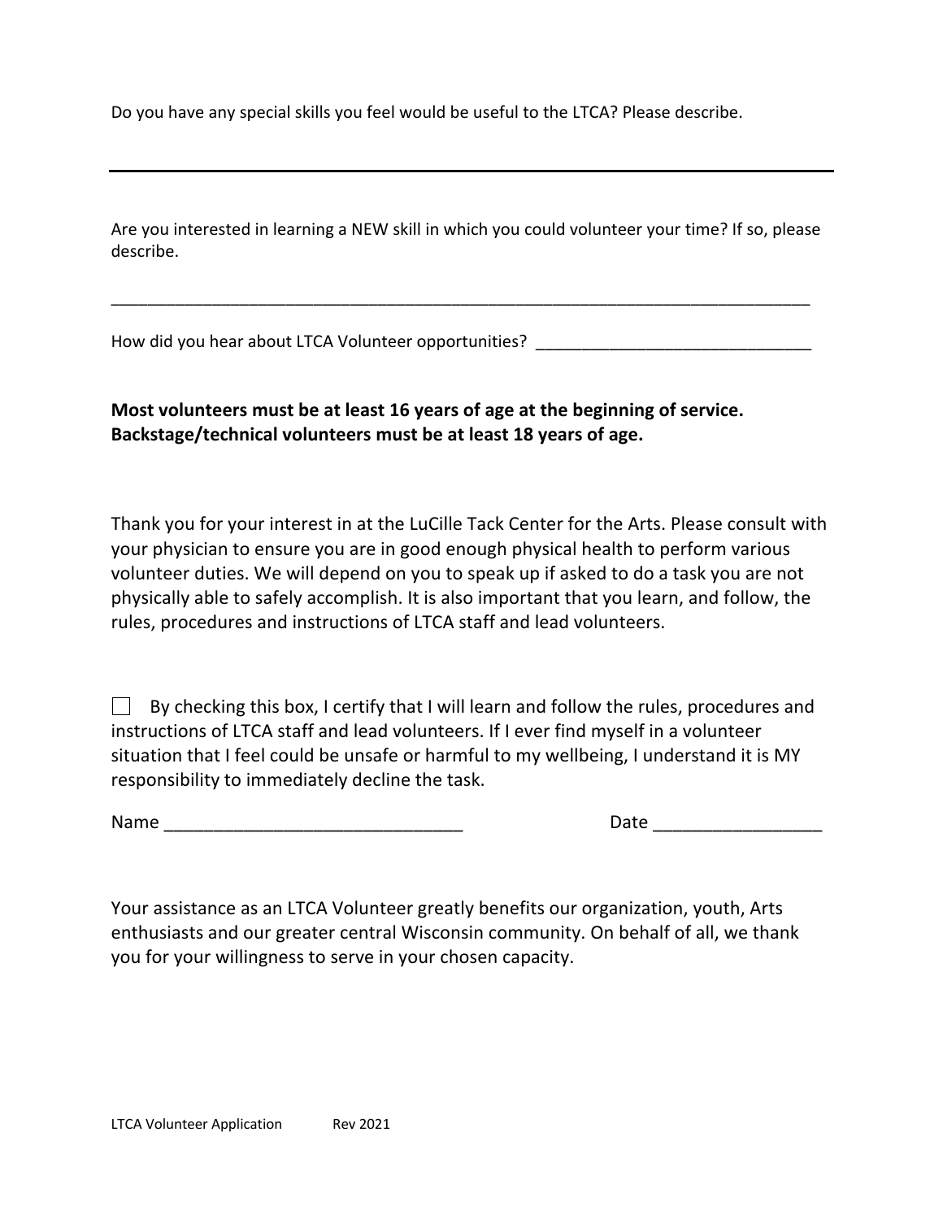Do you have any special skills you feel would be useful to the LTCA? Please describe.

---

Are you interested in learning a NEW skill in which you could volunteer your time? If so, please describe.

_______________________________________________________________________________

How did you hear about LTCA Volunteer opportunities? ______________________________

**Most volunteers must be at least 16 years of age at the beginning of service. Backstage/technical volunteers must be at least 18 years of age.**

Thank you for your interest in at the LuCille Tack Center for the Arts. Please consult with your physician to ensure you are in good enough physical health to perform various volunteer duties. We will depend on you to speak up if asked to do a task you are not physically able to safely accomplish. It is also important that you learn, and follow, the rules, procedures and instructions of LTCA staff and lead volunteers.

☐ By checking this box, I certify that I will learn and follow the rules, procedures and instructions of LTCA staff and lead volunteers. If I ever find myself in a volunteer situation that I feel could be unsafe or harmful to my wellbeing, I understand it is MY responsibility to immediately decline the task.

Name ______________________________ Date _________________

Your assistance as an LTCA Volunteer greatly benefits our organization, youth, Arts enthusiasts and our greater central Wisconsin community. On behalf of all, we thank you for your willingness to serve in your chosen capacity.